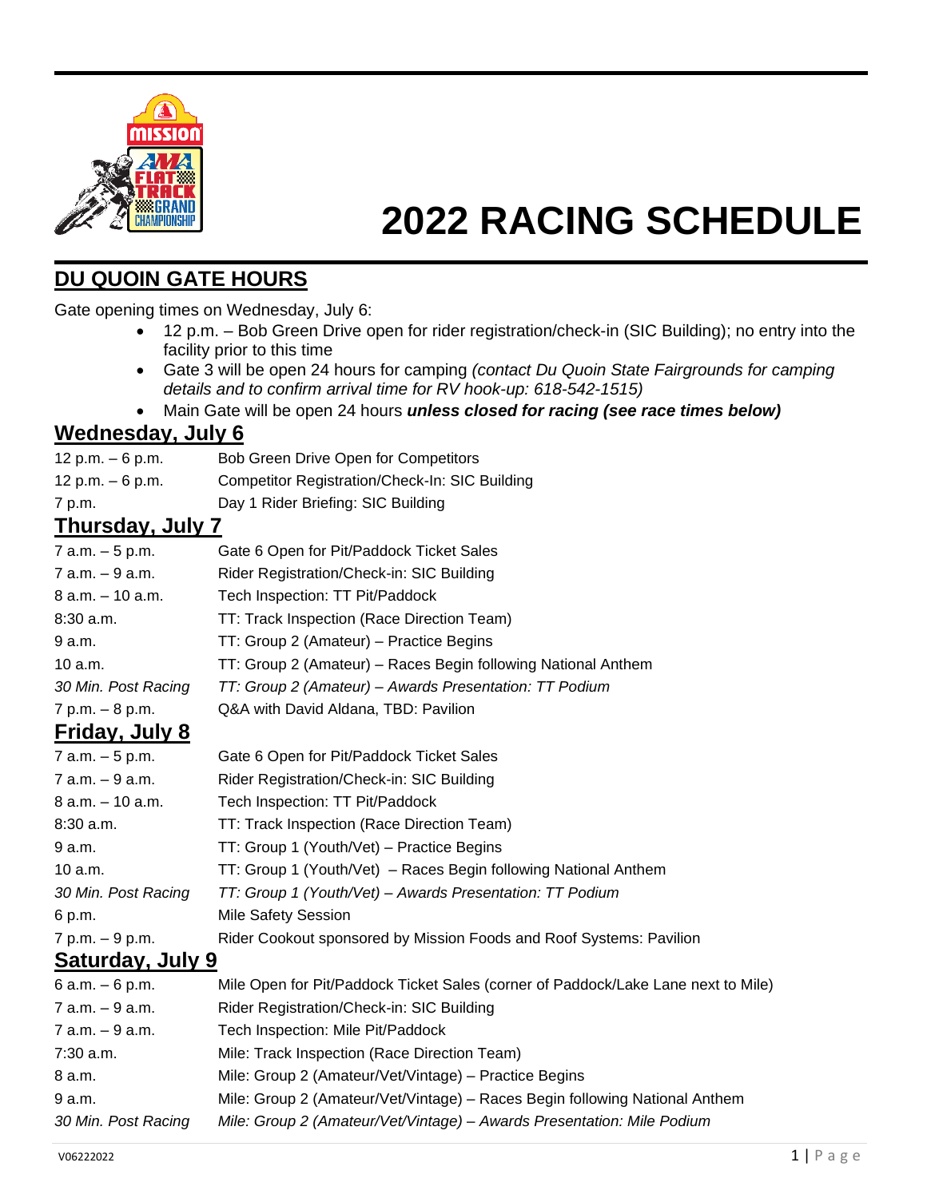# 2022 RACING SCHEDULE

## DU QUOIN GATE HOURS

Gate opening times on Wednesday, July 6:

- 12 p.m. – Bob Green Drive open for rider registration/check-in (SIC Building); no entry into the facility prior to this time
- Gate 3 will be open 24 hours for camping *(contact Du Quoin State Fairgrounds for camping details and to confirm arrival time for RV hook-up: 618-542-1515)*
- Main Gate will be open 24 hours ***unless closed for racing (see race times below)***

## Wednesday, July 6

| | |
|---|---|
| 12 p.m. – 6 p.m. | Bob Green Drive Open for Competitors |
| 12 p.m. – 6 p.m. | Competitor Registration/Check-In: SIC Building |
| 7 p.m. | Day 1 Rider Briefing: SIC Building |

## Thursday, July 7

| | |
|---|---|
| 7 a.m. – 5 p.m. | Gate 6 Open for Pit/Paddock Ticket Sales |
| 7 a.m. – 9 a.m. | Rider Registration/Check-in: SIC Building |
| 8 a.m. – 10 a.m. | Tech Inspection: TT Pit/Paddock |
| 8:30 a.m. | TT: Track Inspection (Race Direction Team) |
| 9 a.m. | TT: Group 2 (Amateur) – Practice Begins |
| 10 a.m. | TT: Group 2 (Amateur) – Races Begin following National Anthem |
| *30 Min. Post Racing* | *TT: Group 2 (Amateur) – Awards Presentation: TT Podium* |
| 7 p.m. – 8 p.m. | Q&A with David Aldana, TBD: Pavilion |

## Friday, July 8

| | |
|---|---|
| 7 a.m. – 5 p.m. | Gate 6 Open for Pit/Paddock Ticket Sales |
| 7 a.m. – 9 a.m. | Rider Registration/Check-in: SIC Building |
| 8 a.m. – 10 a.m. | Tech Inspection: TT Pit/Paddock |
| 8:30 a.m. | TT: Track Inspection (Race Direction Team) |
| 9 a.m. | TT: Group 1 (Youth/Vet) – Practice Begins |
| 10 a.m. | TT: Group 1 (Youth/Vet) – Races Begin following National Anthem |
| *30 Min. Post Racing* | *TT: Group 1 (Youth/Vet) – Awards Presentation: TT Podium* |
| 6 p.m. | Mile Safety Session |
| 7 p.m. – 9 p.m. | Rider Cookout sponsored by Mission Foods and Roof Systems: Pavilion |

## Saturday, July 9

| | |
|---|---|
| 6 a.m. – 6 p.m. | Mile Open for Pit/Paddock Ticket Sales (corner of Paddock/Lake Lane next to Mile) |
| 7 a.m. – 9 a.m. | Rider Registration/Check-in: SIC Building |
| 7 a.m. – 9 a.m. | Tech Inspection: Mile Pit/Paddock |
| 7:30 a.m. | Mile: Track Inspection (Race Direction Team) |
| 8 a.m. | Mile: Group 2 (Amateur/Vet/Vintage) – Practice Begins |
| 9 a.m. | Mile: Group 2 (Amateur/Vet/Vintage) – Races Begin following National Anthem |
| *30 Min. Post Racing* | *Mile: Group 2 (Amateur/Vet/Vintage) – Awards Presentation: Mile Podium* |

V06222022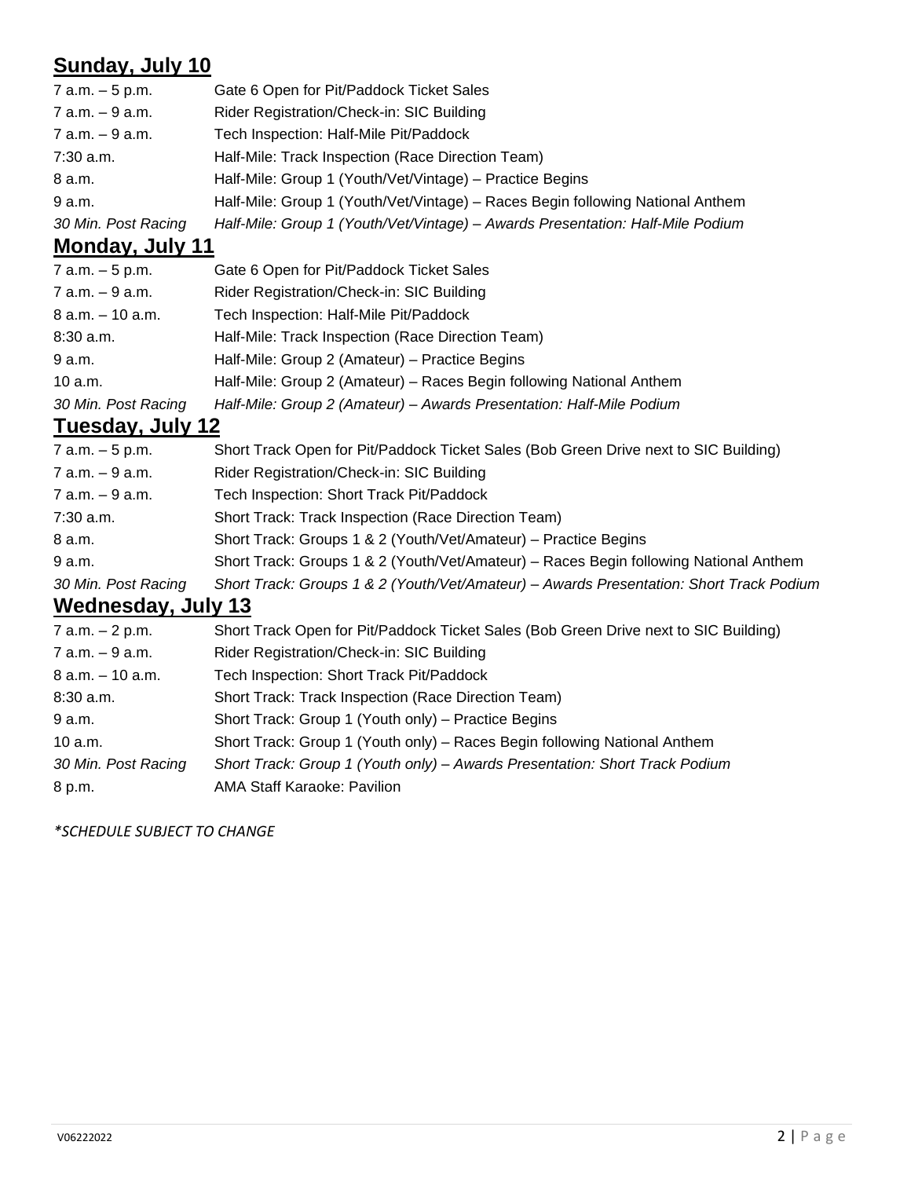## Sunday, July 10

| | |
|---|---|
| 7 a.m. – 5 p.m. | Gate 6 Open for Pit/Paddock Ticket Sales |
| 7 a.m. – 9 a.m. | Rider Registration/Check-in: SIC Building |
| 7 a.m. – 9 a.m. | Tech Inspection: Half-Mile Pit/Paddock |
| 7:30 a.m. | Half-Mile: Track Inspection (Race Direction Team) |
| 8 a.m. | Half-Mile: Group 1 (Youth/Vet/Vintage) – Practice Begins |
| 9 a.m. | Half-Mile: Group 1 (Youth/Vet/Vintage) – Races Begin following National Anthem |
| *30 Min. Post Racing* | *Half-Mile: Group 1 (Youth/Vet/Vintage) – Awards Presentation: Half-Mile Podium* |

## Monday, July 11

| | |
|---|---|
| 7 a.m. – 5 p.m. | Gate 6 Open for Pit/Paddock Ticket Sales |
| 7 a.m. – 9 a.m. | Rider Registration/Check-in: SIC Building |
| 8 a.m. – 10 a.m. | Tech Inspection: Half-Mile Pit/Paddock |
| 8:30 a.m. | Half-Mile: Track Inspection (Race Direction Team) |
| 9 a.m. | Half-Mile: Group 2 (Amateur) – Practice Begins |
| 10 a.m. | Half-Mile: Group 2 (Amateur) – Races Begin following National Anthem |
| *30 Min. Post Racing* | *Half-Mile: Group 2 (Amateur) – Awards Presentation: Half-Mile Podium* |

## Tuesday, July 12

| | |
|---|---|
| 7 a.m. – 5 p.m. | Short Track Open for Pit/Paddock Ticket Sales (Bob Green Drive next to SIC Building) |
| 7 a.m. – 9 a.m. | Rider Registration/Check-in: SIC Building |
| 7 a.m. – 9 a.m. | Tech Inspection: Short Track Pit/Paddock |
| 7:30 a.m. | Short Track: Track Inspection (Race Direction Team) |
| 8 a.m. | Short Track: Groups 1 & 2 (Youth/Vet/Amateur) – Practice Begins |
| 9 a.m. | Short Track: Groups 1 & 2 (Youth/Vet/Amateur) – Races Begin following National Anthem |
| *30 Min. Post Racing* | *Short Track: Groups 1 & 2 (Youth/Vet/Amateur) – Awards Presentation: Short Track Podium* |

## Wednesday, July 13

| | |
|---|---|
| 7 a.m. – 2 p.m. | Short Track Open for Pit/Paddock Ticket Sales (Bob Green Drive next to SIC Building) |
| 7 a.m. – 9 a.m. | Rider Registration/Check-in: SIC Building |
| 8 a.m. – 10 a.m. | Tech Inspection: Short Track Pit/Paddock |
| 8:30 a.m. | Short Track: Track Inspection (Race Direction Team) |
| 9 a.m. | Short Track: Group 1 (Youth only) – Practice Begins |
| 10 a.m. | Short Track: Group 1 (Youth only) – Races Begin following National Anthem |
| *30 Min. Post Racing* | *Short Track: Group 1 (Youth only) – Awards Presentation: Short Track Podium* |
| 8 p.m. | AMA Staff Karaoke: Pavilion |

*\*SCHEDULE SUBJECT TO CHANGE*

V06222022